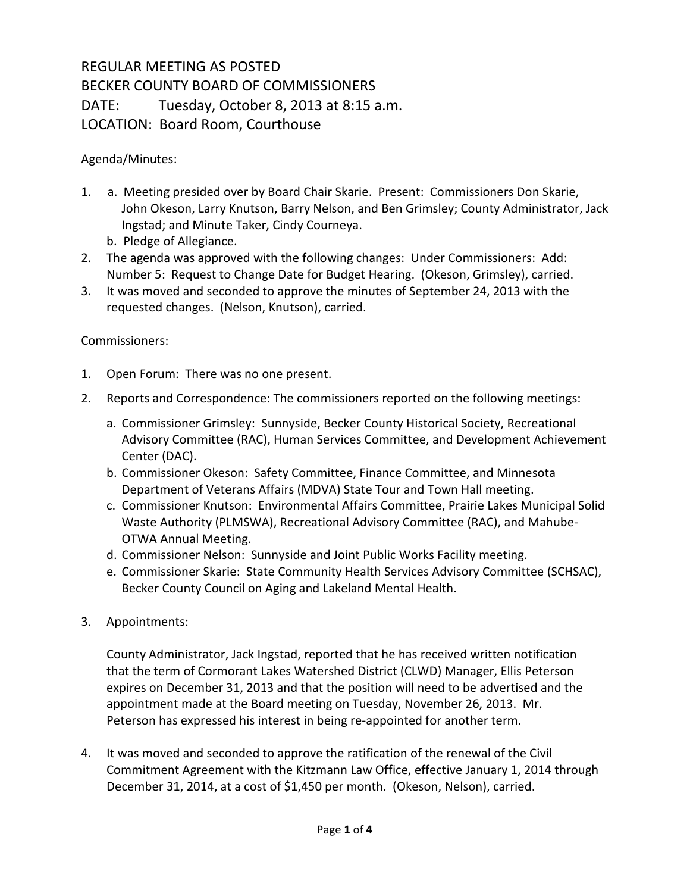# REGULAR MEETING AS POSTED
# BECKER COUNTY BOARD OF COMMISSIONERS
# DATE: Tuesday, October 8, 2013 at 8:15 a.m.
# LOCATION: Board Room, Courthouse

Agenda/Minutes:

1. a. Meeting presided over by Board Chair Skarie. Present: Commissioners Don Skarie, John Okeson, Larry Knutson, Barry Nelson, and Ben Grimsley; County Administrator, Jack Ingstad; and Minute Taker, Cindy Courneya.
   b. Pledge of Allegiance.
2. The agenda was approved with the following changes: Under Commissioners: Add: Number 5: Request to Change Date for Budget Hearing. (Okeson, Grimsley), carried.
3. It was moved and seconded to approve the minutes of September 24, 2013 with the requested changes. (Nelson, Knutson), carried.

Commissioners:

1. Open Forum: There was no one present.
2. Reports and Correspondence: The commissioners reported on the following meetings:
   a. Commissioner Grimsley: Sunnyside, Becker County Historical Society, Recreational Advisory Committee (RAC), Human Services Committee, and Development Achievement Center (DAC).
   b. Commissioner Okeson: Safety Committee, Finance Committee, and Minnesota Department of Veterans Affairs (MDVA) State Tour and Town Hall meeting.
   c. Commissioner Knutson: Environmental Affairs Committee, Prairie Lakes Municipal Solid Waste Authority (PLMSWA), Recreational Advisory Committee (RAC), and Mahube-OTWA Annual Meeting.
   d. Commissioner Nelson: Sunnyside and Joint Public Works Facility meeting.
   e. Commissioner Skarie: State Community Health Services Advisory Committee (SCHSAC), Becker County Council on Aging and Lakeland Mental Health.
3. Appointments:

   County Administrator, Jack Ingstad, reported that he has received written notification that the term of Cormorant Lakes Watershed District (CLWD) Manager, Ellis Peterson expires on December 31, 2013 and that the position will need to be advertised and the appointment made at the Board meeting on Tuesday, November 26, 2013. Mr. Peterson has expressed his interest in being re-appointed for another term.

4. It was moved and seconded to approve the ratification of the renewal of the Civil Commitment Agreement with the Kitzmann Law Office, effective January 1, 2014 through December 31, 2014, at a cost of $1,450 per month. (Okeson, Nelson), carried.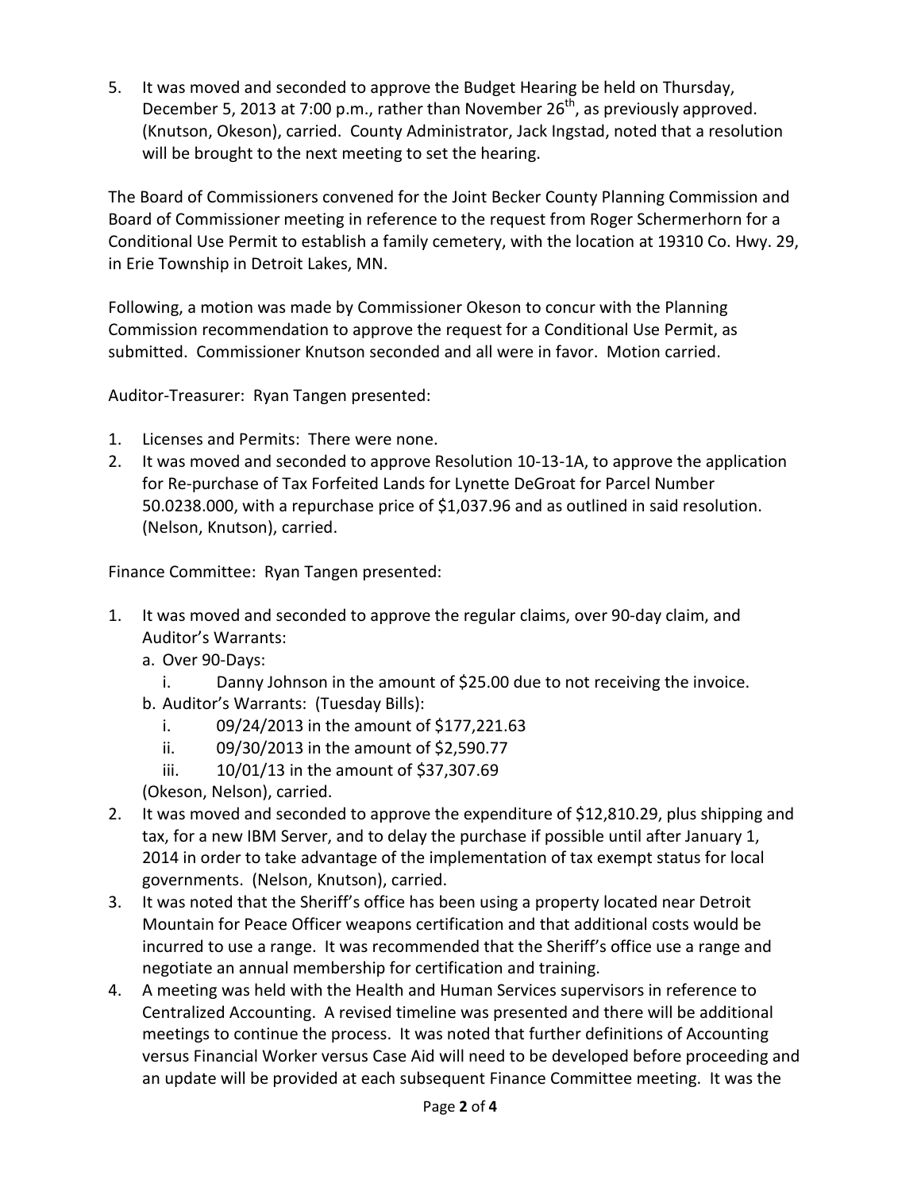5. It was moved and seconded to approve the Budget Hearing be held on Thursday, December 5, 2013 at 7:00 p.m., rather than November 26th, as previously approved. (Knutson, Okeson), carried. County Administrator, Jack Ingstad, noted that a resolution will be brought to the next meeting to set the hearing.

The Board of Commissioners convened for the Joint Becker County Planning Commission and Board of Commissioner meeting in reference to the request from Roger Schermerhorn for a Conditional Use Permit to establish a family cemetery, with the location at 19310 Co. Hwy. 29, in Erie Township in Detroit Lakes, MN.

Following, a motion was made by Commissioner Okeson to concur with the Planning Commission recommendation to approve the request for a Conditional Use Permit, as submitted. Commissioner Knutson seconded and all were in favor. Motion carried.

Auditor-Treasurer: Ryan Tangen presented:

1. Licenses and Permits: There were none.
2. It was moved and seconded to approve Resolution 10-13-1A, to approve the application for Re-purchase of Tax Forfeited Lands for Lynette DeGroat for Parcel Number 50.0238.000, with a repurchase price of $1,037.96 and as outlined in said resolution. (Nelson, Knutson), carried.

Finance Committee: Ryan Tangen presented:

1. It was moved and seconded to approve the regular claims, over 90-day claim, and Auditor's Warrants:
   a. Over 90-Days:
      i. Danny Johnson in the amount of $25.00 due to not receiving the invoice.
   b. Auditor's Warrants: (Tuesday Bills):
      i. 09/24/2013 in the amount of $177,221.63
      ii. 09/30/2013 in the amount of $2,590.77
      iii. 10/01/13 in the amount of $37,307.69

   (Okeson, Nelson), carried.
2. It was moved and seconded to approve the expenditure of $12,810.29, plus shipping and tax, for a new IBM Server, and to delay the purchase if possible until after January 1, 2014 in order to take advantage of the implementation of tax exempt status for local governments. (Nelson, Knutson), carried.
3. It was noted that the Sheriff's office has been using a property located near Detroit Mountain for Peace Officer weapons certification and that additional costs would be incurred to use a range. It was recommended that the Sheriff's office use a range and negotiate an annual membership for certification and training.
4. A meeting was held with the Health and Human Services supervisors in reference to Centralized Accounting. A revised timeline was presented and there will be additional meetings to continue the process. It was noted that further definitions of Accounting versus Financial Worker versus Case Aid will need to be developed before proceeding and an update will be provided at each subsequent Finance Committee meeting. It was the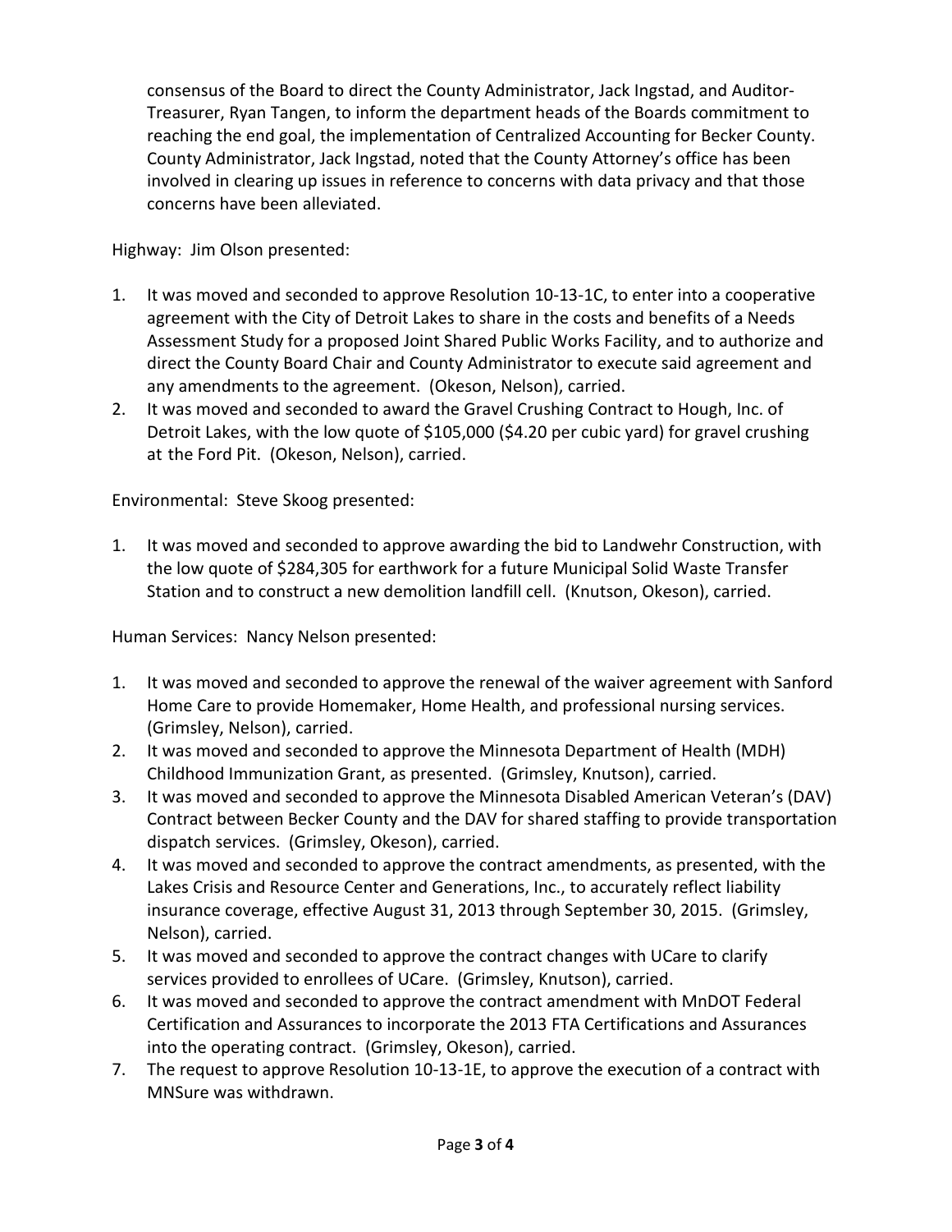consensus of the Board to direct the County Administrator, Jack Ingstad, and Auditor-Treasurer, Ryan Tangen, to inform the department heads of the Boards commitment to reaching the end goal, the implementation of Centralized Accounting for Becker County. County Administrator, Jack Ingstad, noted that the County Attorney's office has been involved in clearing up issues in reference to concerns with data privacy and that those concerns have been alleviated.

Highway: Jim Olson presented:

1. It was moved and seconded to approve Resolution 10-13-1C, to enter into a cooperative agreement with the City of Detroit Lakes to share in the costs and benefits of a Needs Assessment Study for a proposed Joint Shared Public Works Facility, and to authorize and direct the County Board Chair and County Administrator to execute said agreement and any amendments to the agreement. (Okeson, Nelson), carried.
2. It was moved and seconded to award the Gravel Crushing Contract to Hough, Inc. of Detroit Lakes, with the low quote of $105,000 ($4.20 per cubic yard) for gravel crushing at the Ford Pit. (Okeson, Nelson), carried.

Environmental: Steve Skoog presented:

1. It was moved and seconded to approve awarding the bid to Landwehr Construction, with the low quote of $284,305 for earthwork for a future Municipal Solid Waste Transfer Station and to construct a new demolition landfill cell. (Knutson, Okeson), carried.

Human Services: Nancy Nelson presented:

1. It was moved and seconded to approve the renewal of the waiver agreement with Sanford Home Care to provide Homemaker, Home Health, and professional nursing services. (Grimsley, Nelson), carried.
2. It was moved and seconded to approve the Minnesota Department of Health (MDH) Childhood Immunization Grant, as presented. (Grimsley, Knutson), carried.
3. It was moved and seconded to approve the Minnesota Disabled American Veteran's (DAV) Contract between Becker County and the DAV for shared staffing to provide transportation dispatch services. (Grimsley, Okeson), carried.
4. It was moved and seconded to approve the contract amendments, as presented, with the Lakes Crisis and Resource Center and Generations, Inc., to accurately reflect liability insurance coverage, effective August 31, 2013 through September 30, 2015. (Grimsley, Nelson), carried.
5. It was moved and seconded to approve the contract changes with UCare to clarify services provided to enrollees of UCare. (Grimsley, Knutson), carried.
6. It was moved and seconded to approve the contract amendment with MnDOT Federal Certification and Assurances to incorporate the 2013 FTA Certifications and Assurances into the operating contract. (Grimsley, Okeson), carried.
7. The request to approve Resolution 10-13-1E, to approve the execution of a contract with MNSure was withdrawn.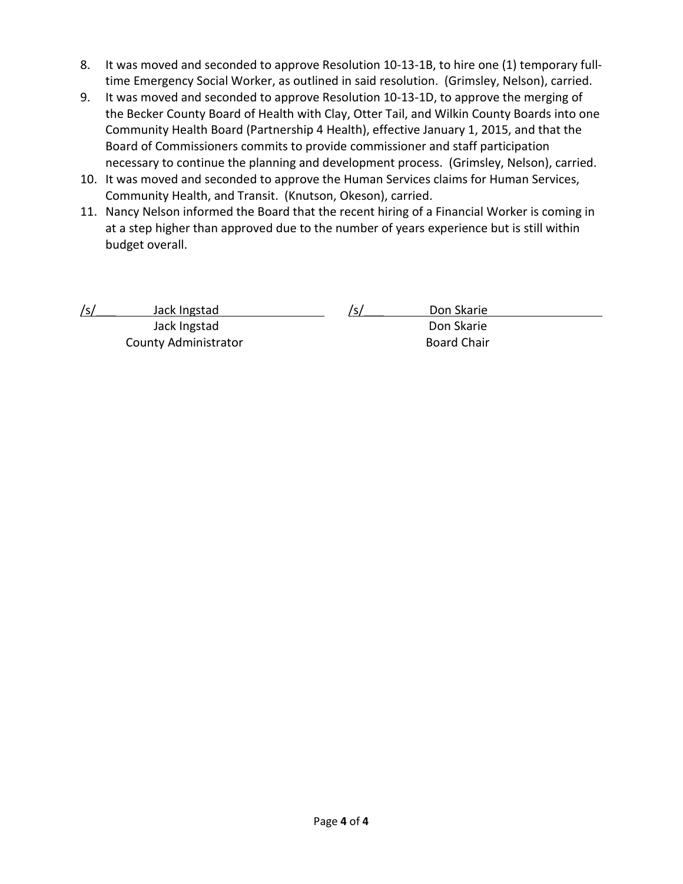8. It was moved and seconded to approve Resolution 10-13-1B, to hire one (1) temporary full-time Emergency Social Worker, as outlined in said resolution. (Grimsley, Nelson), carried.
9. It was moved and seconded to approve Resolution 10-13-1D, to approve the merging of the Becker County Board of Health with Clay, Otter Tail, and Wilkin County Boards into one Community Health Board (Partnership 4 Health), effective January 1, 2015, and that the Board of Commissioners commits to provide commissioner and staff participation necessary to continue the planning and development process. (Grimsley, Nelson), carried.
10. It was moved and seconded to approve the Human Services claims for Human Services, Community Health, and Transit. (Knutson, Okeson), carried.
11. Nancy Nelson informed the Board that the recent hiring of a Financial Worker is coming in at a step higher than approved due to the number of years experience but is still within budget overall.

/s/___ Jack Ingstad
Jack Ingstad
County Administrator

/s/___ Don Skarie
Don Skarie
Board Chair